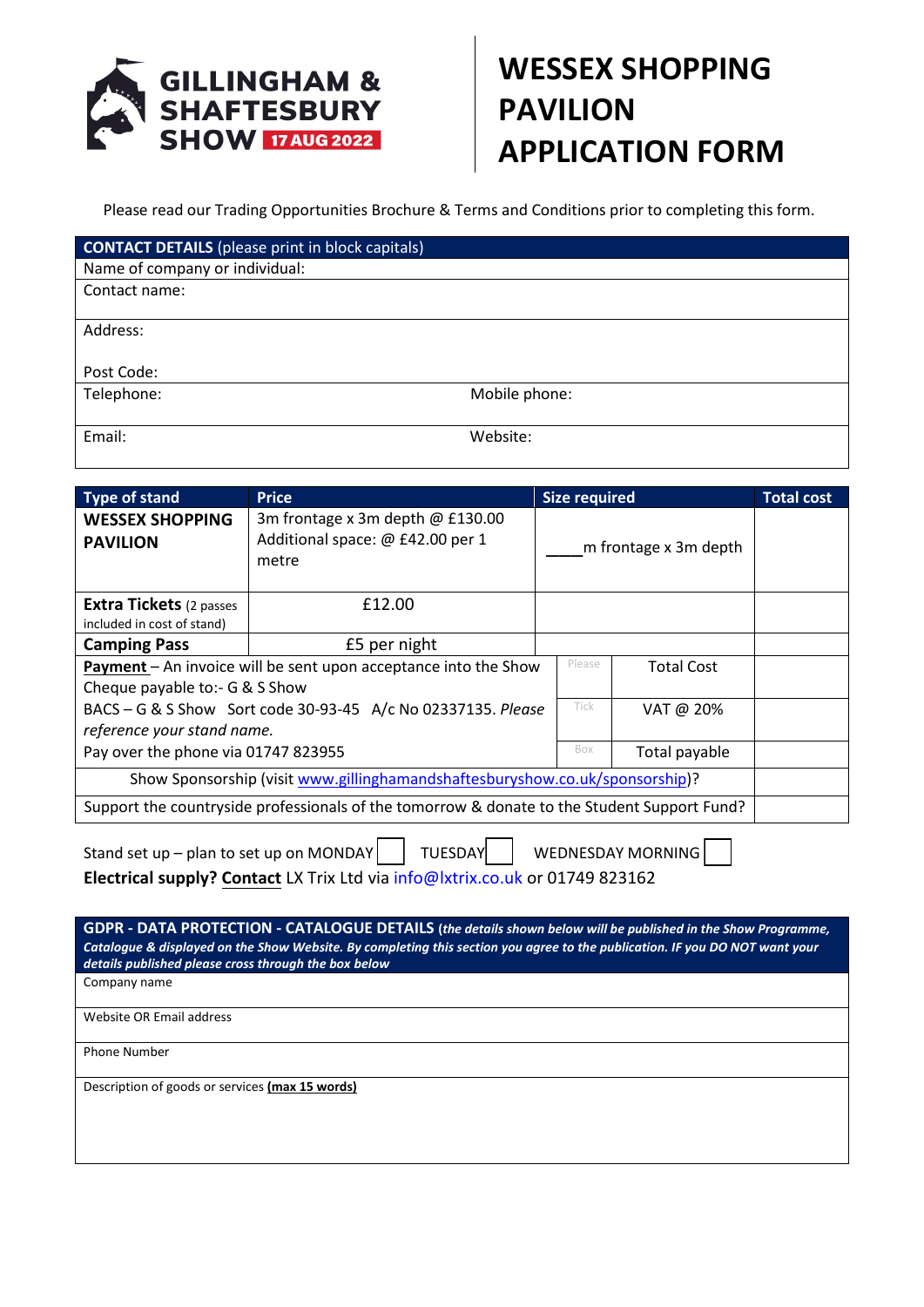GILLINGHAM & SHAFTESBURY SHOW 17 AUG 2022

# WESSEX SHOPPING PAVILION APPLICATION FORM

Please read our Trading Opportunities Brochure & Terms and Conditions prior to completing this form.

| **CONTACT DETAILS** (please print in block capitals) | |
|---|---|
| Name of company or individual: | |
| Contact name: | |
| Address:<br><br>Post Code: | |
| Telephone: | Mobile phone: |
| Email: | Website: |

| Type of stand | Price | Size required | | Total cost |
|---|---|---|---|---|
| **WESSEX SHOPPING PAVILION** | 3m frontage x 3m depth @ £130.00<br>Additional space: @ £42.00 per 1 metre | ____m frontage x 3m depth | | |
| **Extra Tickets** (2 passes included in cost of stand) | £12.00 | | | |
| **Camping Pass** | £5 per night | | | |
| **Payment** – An invoice will be sent upon acceptance into the Show<br>Cheque payable to:- G & S Show | | Please | Total Cost | |
| BACS – G & S Show Sort code 30-93-45 A/c No 02337135. *Please reference your stand name.* | | Tick | VAT @ 20% | |
| Pay over the phone via 01747 823955 | | Box | Total payable | |
| Show Sponsorship (visit www.gillinghamandshaftesburyshow.co.uk/sponsorship)? | | | | |
| Support the countryside professionals of the tomorrow & donate to the Student Support Fund? | | | | |

Stand set up – plan to set up on MONDAY ☐ TUESDAY ☐ WEDNESDAY MORNING ☐

**Electrical supply? Contact** LX Trix Ltd via info@lxtrix.co.uk or 01749 823162

| **GDPR - DATA PROTECTION - CATALOGUE DETAILS** (*the details shown below will be published in the Show Programme, Catalogue & displayed on the Show Website. By completing this section you agree to the publication. IF you DO NOT want your details published please cross through the box below*) |
|---|
| Company name |
| Website OR Email address |
| Phone Number |
| Description of goods or services **(max 15 words)** |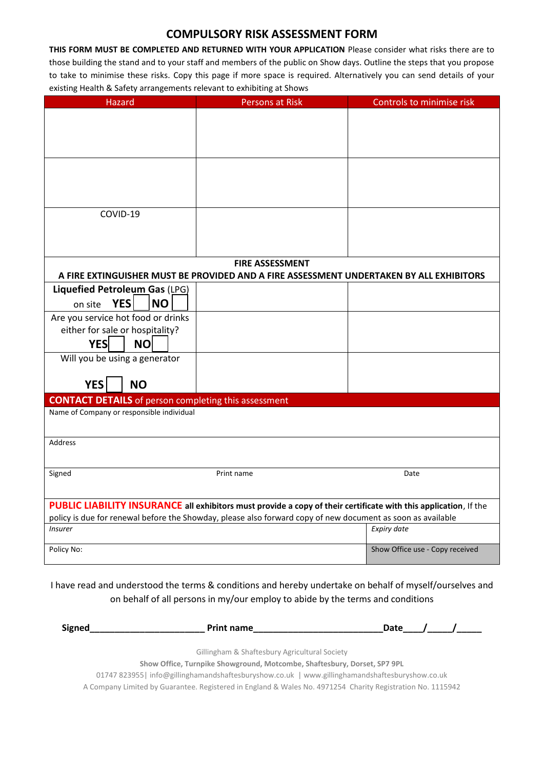# COMPULSORY RISK ASSESSMENT FORM

**THIS FORM MUST BE COMPLETED AND RETURNED WITH YOUR APPLICATION** Please consider what risks there are to those building the stand and to your staff and members of the public on Show days. Outline the steps that you propose to take to minimise these risks. Copy this page if more space is required. Alternatively you can send details of your existing Health & Safety arrangements relevant to exhibiting at Shows

| Hazard | Persons at Risk | Controls to minimise risk |
|---|---|---|
| | | |
| | | |
| COVID-19 | | |

**FIRE ASSESSMENT**

**A FIRE EXTINGUISHER MUST BE PROVIDED AND A FIRE ASSESSMENT UNDERTAKEN BY ALL EXHIBITORS**

| | | |
|---|---|---|
| **Liquefied Petroleum Gas** (LPG) on site **YES** ☐ **NO** ☐ | | |
| Are you service hot food or drinks either for sale or hospitality? **YES** ☐ **NO** ☐ | | |
| Will you be using a generator **YES** ☐ **NO** | | |

**CONTACT DETAILS** of person completing this assessment

Name of Company or responsible individual

Address

Signed　　　　Print name　　　　Date

**PUBLIC LIABILITY INSURANCE all exhibitors must provide a copy of their certificate with this application**, If the policy is due for renewal before the Showday, please also forward copy of new document as soon as available

| | |
|---|---|
| *Insurer* | *Expiry date* |
| Policy No: | Show Office use - Copy received |

I have read and understood the terms & conditions and hereby undertake on behalf of myself/ourselves and on behalf of all persons in my/our employ to abide by the terms and conditions

**Signed**______________________ **Print name**_________________________ **Date**____/_____/_____

Gillingham & Shaftesbury Agricultural Society

**Show Office, Turnpike Showground, Motcombe, Shaftesbury, Dorset, SP7 9PL**

01747 823955| info@gillinghamandshaftesburyshow.co.uk | www.gillinghamandshaftesburyshow.co.uk

A Company Limited by Guarantee. Registered in England & Wales No. 4971254 Charity Registration No. 1115942